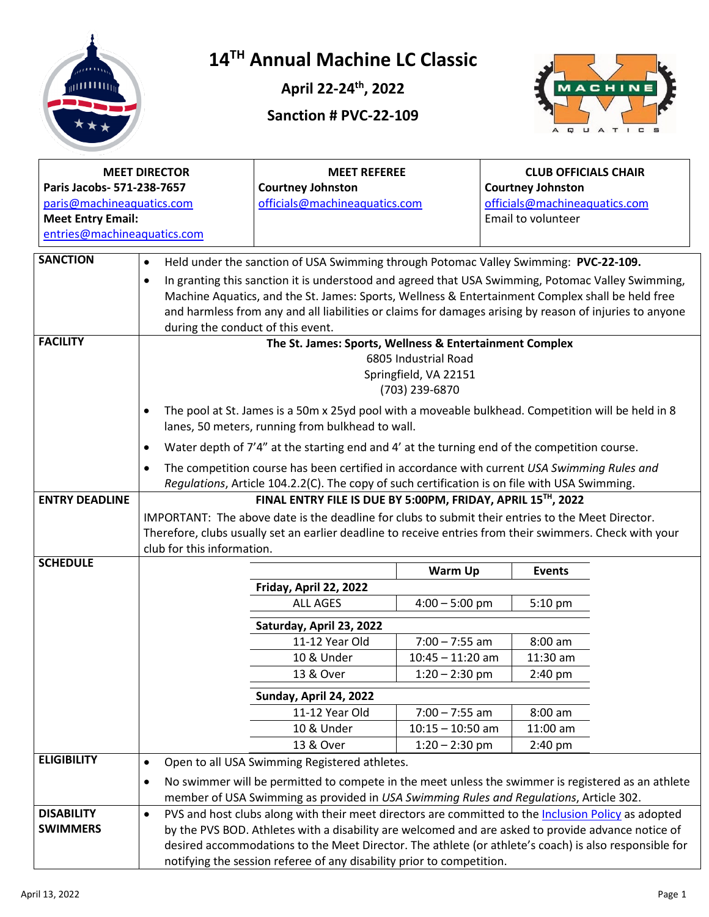# 14[TH] Annual Machine LC Classic

## April 22-24[th], 2022

## Sanction # PVC-22-109

| MEET DIRECTOR | MEET REFEREE | CLUB OFFICIALS CHAIR |
|---|---|---|
| **Paris Jacobs- 571-238-7657** paris@machineaquatics.com **Meet Entry Email:** entries@machineaquatics.com | **Courtney Johnston** officials@machineaquatics.com | **Courtney Johnston** officials@machineaquatics.com Email to volunteer |

**SANCTION**

- Held under the sanction of USA Swimming through Potomac Valley Swimming: **PVC-22-109.**
- In granting this sanction it is understood and agreed that USA Swimming, Potomac Valley Swimming, Machine Aquatics, and the St. James: Sports, Wellness & Entertainment Complex shall be held free and harmless from any and all liabilities or claims for damages arising by reason of injuries to anyone during the conduct of this event.

**FACILITY**

**The St. James: Sports, Wellness & Entertainment Complex**
6805 Industrial Road
Springfield, VA 22151
(703) 239-6870

- The pool at St. James is a 50m x 25yd pool with a moveable bulkhead. Competition will be held in 8 lanes, 50 meters, running from bulkhead to wall.
- Water depth of 7'4" at the starting end and 4' at the turning end of the competition course.
- The competition course has been certified in accordance with current *USA Swimming Rules and Regulations*, Article 104.2.2(C). The copy of such certification is on file with USA Swimming.

**ENTRY DEADLINE**

**FINAL ENTRY FILE IS DUE BY 5:00PM, FRIDAY, APRIL 15[TH], 2022**

IMPORTANT: The above date is the deadline for clubs to submit their entries to the Meet Director. Therefore, clubs usually set an earlier deadline to receive entries from their swimmers. Check with your club for this information.

**SCHEDULE**

| | Warm Up | Events |
|---|---|---|
| **Friday, April 22, 2022** | | |
| ALL AGES | 4:00 – 5:00 pm | 5:10 pm |
| **Saturday, April 23, 2022** | | |
| 11-12 Year Old | 7:00 – 7:55 am | 8:00 am |
| 10 & Under | 10:45 – 11:20 am | 11:30 am |
| 13 & Over | 1:20 – 2:30 pm | 2:40 pm |
| **Sunday, April 24, 2022** | | |
| 11-12 Year Old | 7:00 – 7:55 am | 8:00 am |
| 10 & Under | 10:15 – 10:50 am | 11:00 am |
| 13 & Over | 1:20 – 2:30 pm | 2:40 pm |

**ELIGIBILITY**

- Open to all USA Swimming Registered athletes.
- No swimmer will be permitted to compete in the meet unless the swimmer is registered as an athlete member of USA Swimming as provided in *USA Swimming Rules and Regulations*, Article 302.

**DISABILITY SWIMMERS**

- PVS and host clubs along with their meet directors are committed to the Inclusion Policy as adopted by the PVS BOD. Athletes with a disability are welcomed and are asked to provide advance notice of desired accommodations to the Meet Director. The athlete (or athlete's coach) is also responsible for notifying the session referee of any disability prior to competition.

April 13, 2022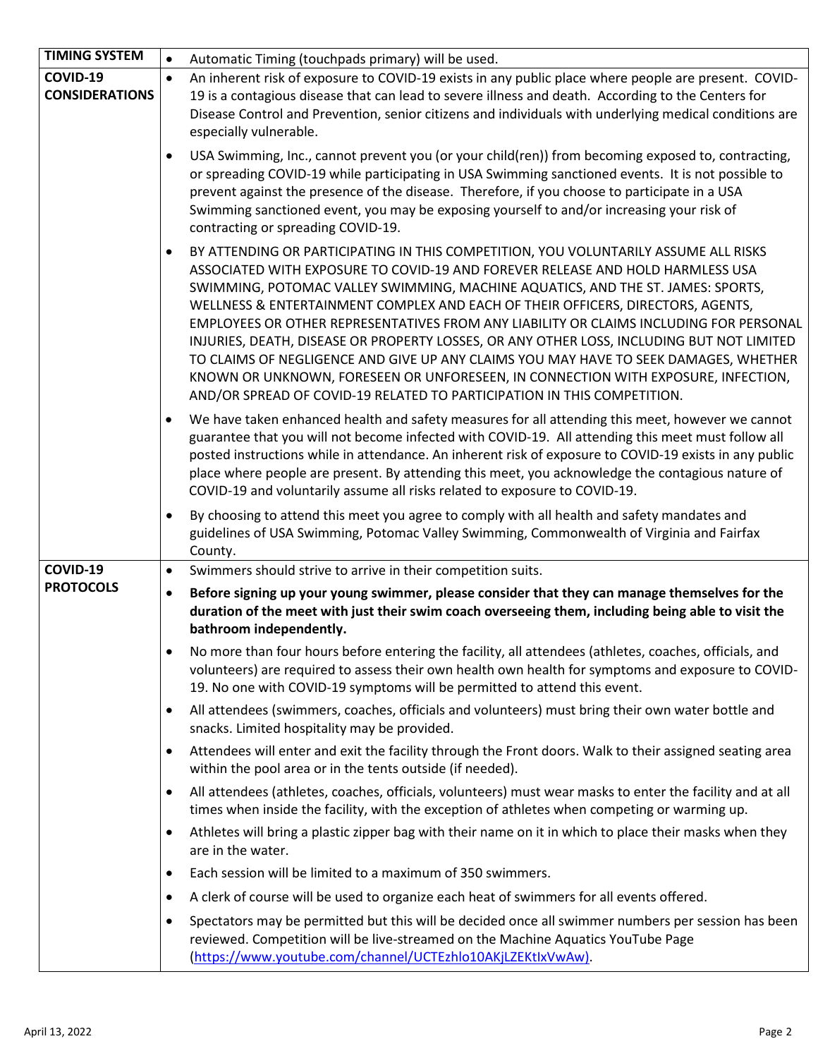| | |
|---|---|
| **TIMING SYSTEM** | • Automatic Timing (touchpads primary) will be used. |
| **COVID-19 CONSIDERATIONS** | • An inherent risk of exposure to COVID-19 exists in any public place where people are present. COVID-19 is a contagious disease that can lead to severe illness and death. According to the Centers for Disease Control and Prevention, senior citizens and individuals with underlying medical conditions are especially vulnerable.<br><br>• USA Swimming, Inc., cannot prevent you (or your child(ren)) from becoming exposed to, contracting, or spreading COVID-19 while participating in USA Swimming sanctioned events. It is not possible to prevent against the presence of the disease. Therefore, if you choose to participate in a USA Swimming sanctioned event, you may be exposing yourself to and/or increasing your risk of contracting or spreading COVID-19.<br><br>• BY ATTENDING OR PARTICIPATING IN THIS COMPETITION, YOU VOLUNTARILY ASSUME ALL RISKS ASSOCIATED WITH EXPOSURE TO COVID-19 AND FOREVER RELEASE AND HOLD HARMLESS USA SWIMMING, POTOMAC VALLEY SWIMMING, MACHINE AQUATICS, AND THE ST. JAMES: SPORTS, WELLNESS & ENTERTAINMENT COMPLEX AND EACH OF THEIR OFFICERS, DIRECTORS, AGENTS, EMPLOYEES OR OTHER REPRESENTATIVES FROM ANY LIABILITY OR CLAIMS INCLUDING FOR PERSONAL INJURIES, DEATH, DISEASE OR PROPERTY LOSSES, OR ANY OTHER LOSS, INCLUDING BUT NOT LIMITED TO CLAIMS OF NEGLIGENCE AND GIVE UP ANY CLAIMS YOU MAY HAVE TO SEEK DAMAGES, WHETHER KNOWN OR UNKNOWN, FORESEEN OR UNFORESEEN, IN CONNECTION WITH EXPOSURE, INFECTION, AND/OR SPREAD OF COVID-19 RELATED TO PARTICIPATION IN THIS COMPETITION.<br><br>• We have taken enhanced health and safety measures for all attending this meet, however we cannot guarantee that you will not become infected with COVID-19. All attending this meet must follow all posted instructions while in attendance. An inherent risk of exposure to COVID-19 exists in any public place where people are present. By attending this meet, you acknowledge the contagious nature of COVID-19 and voluntarily assume all risks related to exposure to COVID-19.<br><br>• By choosing to attend this meet you agree to comply with all health and safety mandates and guidelines of USA Swimming, Potomac Valley Swimming, Commonwealth of Virginia and Fairfax County. |
| **COVID-19 PROTOCOLS** | • Swimmers should strive to arrive in their competition suits.<br><br>• **Before signing up your young swimmer, please consider that they can manage themselves for the duration of the meet with just their swim coach overseeing them, including being able to visit the bathroom independently.**<br><br>• No more than four hours before entering the facility, all attendees (athletes, coaches, officials, and volunteers) are required to assess their own health own health for symptoms and exposure to COVID-19. No one with COVID-19 symptoms will be permitted to attend this event.<br><br>• All attendees (swimmers, coaches, officials and volunteers) must bring their own water bottle and snacks. Limited hospitality may be provided.<br><br>• Attendees will enter and exit the facility through the Front doors. Walk to their assigned seating area within the pool area or in the tents outside (if needed).<br><br>• All attendees (athletes, coaches, officials, volunteers) must wear masks to enter the facility and at all times when inside the facility, with the exception of athletes when competing or warming up.<br><br>• Athletes will bring a plastic zipper bag with their name on it in which to place their masks when they are in the water.<br><br>• Each session will be limited to a maximum of 350 swimmers.<br><br>• A clerk of course will be used to organize each heat of swimmers for all events offered.<br><br>• Spectators may be permitted but this will be decided once all swimmer numbers per session has been reviewed. Competition will be live-streamed on the Machine Aquatics YouTube Page (https://www.youtube.com/channel/UCTEzhlo10AKjLZEKtIxVwAw). |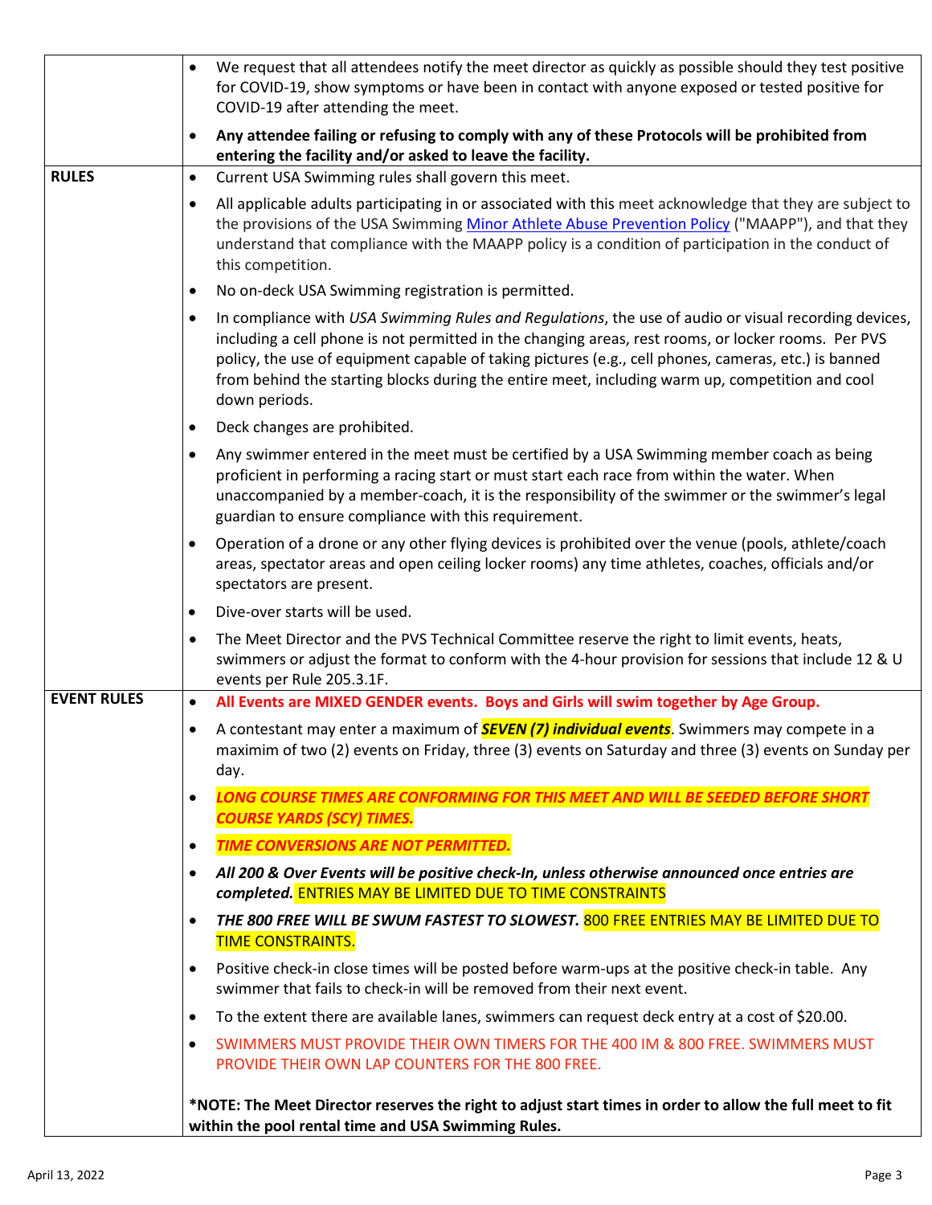| | |
|---|---|
| | • We request that all attendees notify the meet director as quickly as possible should they test positive for COVID-19, show symptoms or have been in contact with anyone exposed or tested positive for COVID-19 after attending the meet.<br><br>• **Any attendee failing or refusing to comply with any of these Protocols will be prohibited from entering the facility and/or asked to leave the facility.** |
| **RULES** | • Current USA Swimming rules shall govern this meet.<br><br>• All applicable adults participating in or associated with this meet acknowledge that they are subject to the provisions of the USA Swimming Minor Athlete Abuse Prevention Policy ("MAAPP"), and that they understand that compliance with the MAAPP policy is a condition of participation in the conduct of this competition.<br><br>• No on-deck USA Swimming registration is permitted.<br><br>• In compliance with *USA Swimming Rules and Regulations*, the use of audio or visual recording devices, including a cell phone is not permitted in the changing areas, rest rooms, or locker rooms. Per PVS policy, the use of equipment capable of taking pictures (e.g., cell phones, cameras, etc.) is banned from behind the starting blocks during the entire meet, including warm up, competition and cool down periods.<br><br>• Deck changes are prohibited.<br><br>• Any swimmer entered in the meet must be certified by a USA Swimming member coach as being proficient in performing a racing start or must start each race from within the water. When unaccompanied by a member-coach, it is the responsibility of the swimmer or the swimmer's legal guardian to ensure compliance with this requirement.<br><br>• Operation of a drone or any other flying devices is prohibited over the venue (pools, athlete/coach areas, spectator areas and open ceiling locker rooms) any time athletes, coaches, officials and/or spectators are present.<br><br>• Dive-over starts will be used.<br><br>• The Meet Director and the PVS Technical Committee reserve the right to limit events, heats, swimmers or adjust the format to conform with the 4-hour provision for sessions that include 12 & U events per Rule 205.3.1F. |
| **EVENT RULES** | • **All Events are MIXED GENDER events. Boys and Girls will swim together by Age Group.**<br><br>• A contestant may enter a maximum of ***SEVEN (7) individual events***. Swimmers may compete in a maximim of two (2) events on Friday, three (3) events on Saturday and three (3) events on Sunday per day.<br><br>• ***LONG COURSE TIMES ARE CONFORMING FOR THIS MEET AND WILL BE SEEDED BEFORE SHORT COURSE YARDS (SCY) TIMES.***<br><br>• ***TIME CONVERSIONS ARE NOT PERMITTED.***<br><br>• ***All 200 & Over Events will be positive check-In, unless otherwise announced once entries are completed.*** ENTRIES MAY BE LIMITED DUE TO TIME CONSTRAINTS<br><br>• ***THE 800 FREE WILL BE SWUM FASTEST TO SLOWEST.*** 800 FREE ENTRIES MAY BE LIMITED DUE TO TIME CONSTRAINTS.<br><br>• Positive check-in close times will be posted before warm-ups at the positive check-in table. Any swimmer that fails to check-in will be removed from their next event.<br><br>• To the extent there are available lanes, swimmers can request deck entry at a cost of $20.00.<br><br>• SWIMMERS MUST PROVIDE THEIR OWN TIMERS FOR THE 400 IM & 800 FREE. SWIMMERS MUST PROVIDE THEIR OWN LAP COUNTERS FOR THE 800 FREE.<br><br>**\*NOTE: The Meet Director reserves the right to adjust start times in order to allow the full meet to fit within the pool rental time and USA Swimming Rules.** |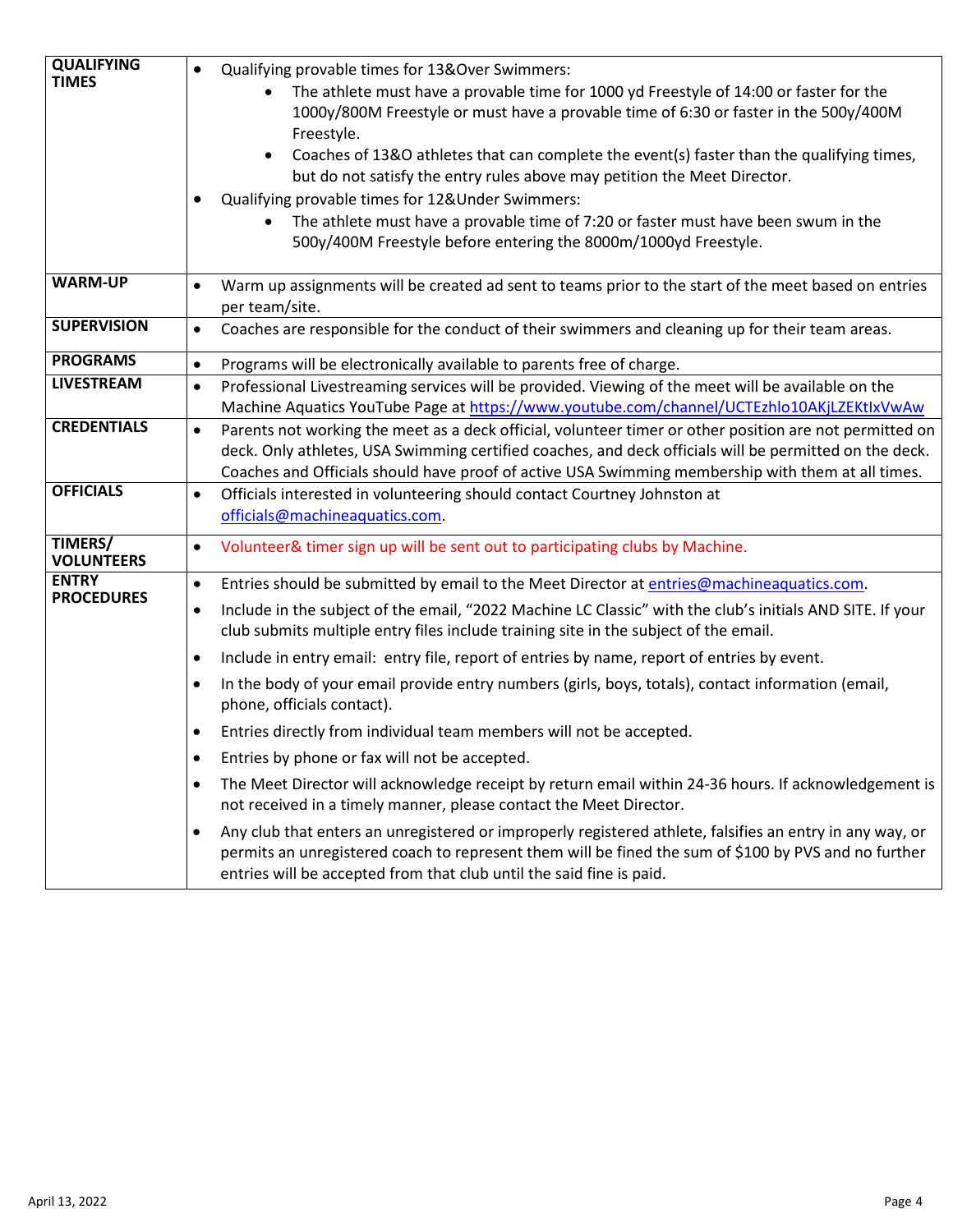| | |
|---|---|
| **QUALIFYING TIMES** | • Qualifying provable times for 13&Over Swimmers:<br>  • The athlete must have a provable time for 1000 yd Freestyle of 14:00 or faster for the 1000y/800M Freestyle or must have a provable time of 6:30 or faster in the 500y/400M Freestyle.<br>  • Coaches of 13&O athletes that can complete the event(s) faster than the qualifying times, but do not satisfy the entry rules above may petition the Meet Director.<br>• Qualifying provable times for 12&Under Swimmers:<br>  • The athlete must have a provable time of 7:20 or faster must have been swum in the 500y/400M Freestyle before entering the 8000m/1000yd Freestyle. |
| **WARM-UP** | • Warm up assignments will be created ad sent to teams prior to the start of the meet based on entries per team/site. |
| **SUPERVISION** | • Coaches are responsible for the conduct of their swimmers and cleaning up for their team areas. |
| **PROGRAMS** | • Programs will be electronically available to parents free of charge. |
| **LIVESTREAM** | • Professional Livestreaming services will be provided. Viewing of the meet will be available on the Machine Aquatics YouTube Page at https://www.youtube.com/channel/UCTEzhlo10AKjLZEKtIxVwAw |
| **CREDENTIALS** | • Parents not working the meet as a deck official, volunteer timer or other position are not permitted on deck. Only athletes, USA Swimming certified coaches, and deck officials will be permitted on the deck. Coaches and Officials should have proof of active USA Swimming membership with them at all times. |
| **OFFICIALS** | • Officials interested in volunteering should contact Courtney Johnston at officials@machineaquatics.com. |
| **TIMERS/ VOLUNTEERS** | • Volunteer& timer sign up will be sent out to participating clubs by Machine. |
| **ENTRY PROCEDURES** | • Entries should be submitted by email to the Meet Director at entries@machineaquatics.com.<br>• Include in the subject of the email, "2022 Machine LC Classic" with the club's initials AND SITE. If your club submits multiple entry files include training site in the subject of the email.<br>• Include in entry email: entry file, report of entries by name, report of entries by event.<br>• In the body of your email provide entry numbers (girls, boys, totals), contact information (email, phone, officials contact).<br>• Entries directly from individual team members will not be accepted.<br>• Entries by phone or fax will not be accepted.<br>• The Meet Director will acknowledge receipt by return email within 24-36 hours. If acknowledgement is not received in a timely manner, please contact the Meet Director.<br>• Any club that enters an unregistered or improperly registered athlete, falsifies an entry in any way, or permits an unregistered coach to represent them will be fined the sum of $100 by PVS and no further entries will be accepted from that club until the said fine is paid. |

April 13, 2022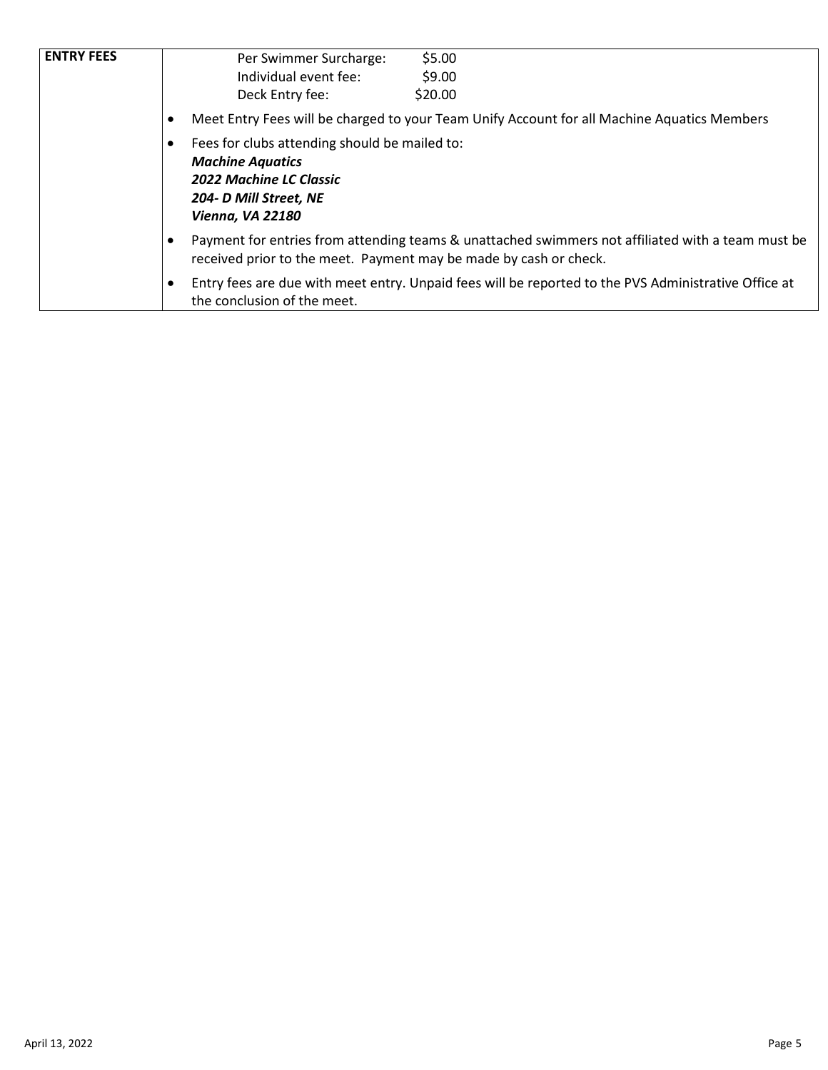| ENTRY FEES | |
|---|---|
| | Per Swimmer Surcharge: $5.00<br>Individual event fee: $9.00<br>Deck Entry fee: $20.00 |
| | • Meet Entry Fees will be charged to your Team Unify Account for all Machine Aquatics Members |
| | • Fees for clubs attending should be mailed to:<br>***Machine Aquatics***<br>***2022 Machine LC Classic***<br>***204- D Mill Street, NE***<br>***Vienna, VA 22180*** |
| | • Payment for entries from attending teams & unattached swimmers not affiliated with a team must be received prior to the meet. Payment may be made by cash or check. |
| | • Entry fees are due with meet entry. Unpaid fees will be reported to the PVS Administrative Office at the conclusion of the meet. |

April 13, 2022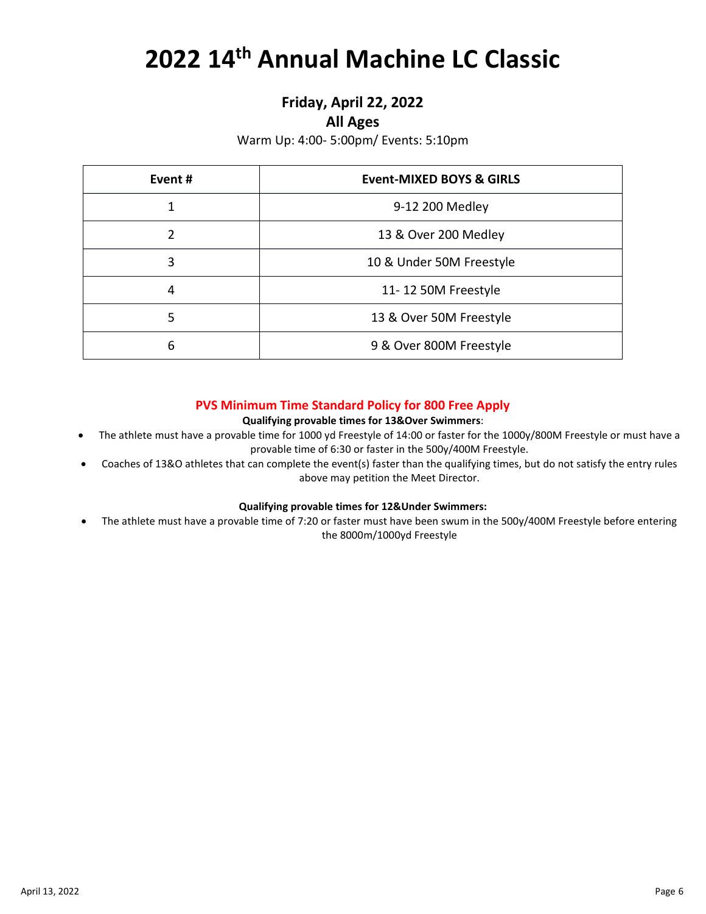# 2022 14th Annual Machine LC Classic

## Friday, April 22, 2022

## All Ages

Warm Up: 4:00- 5:00pm/ Events: 5:10pm

| Event # | Event-MIXED BOYS & GIRLS |
|---|---|
| 1 | 9-12 200 Medley |
| 2 | 13 & Over 200 Medley |
| 3 | 10 & Under 50M Freestyle |
| 4 | 11- 12 50M Freestyle |
| 5 | 13 & Over 50M Freestyle |
| 6 | 9 & Over 800M Freestyle |

### PVS Minimum Time Standard Policy for 800 Free Apply

**Qualifying provable times for 13&Over Swimmers**:

- The athlete must have a provable time for 1000 yd Freestyle of 14:00 or faster for the 1000y/800M Freestyle or must have a provable time of 6:30 or faster in the 500y/400M Freestyle.
- Coaches of 13&O athletes that can complete the event(s) faster than the qualifying times, but do not satisfy the entry rules above may petition the Meet Director.

**Qualifying provable times for 12&Under Swimmers:**

- The athlete must have a provable time of 7:20 or faster must have been swum in the 500y/400M Freestyle before entering the 8000m/1000yd Freestyle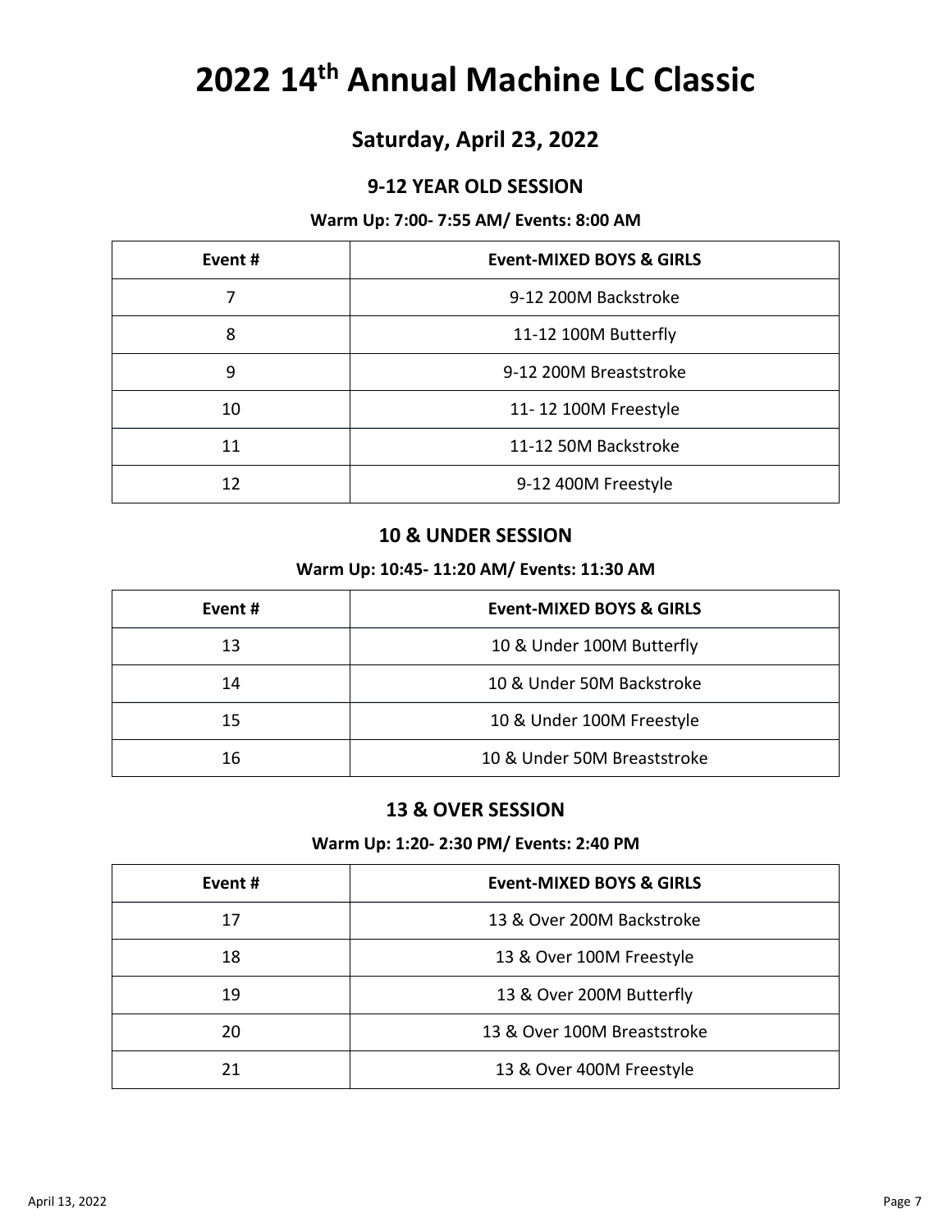# 2022 14th Annual Machine LC Classic

## Saturday, April 23, 2022

### 9-12 YEAR OLD SESSION

**Warm Up: 7:00- 7:55 AM/ Events: 8:00 AM**

| Event # | Event-MIXED BOYS & GIRLS |
|---|---|
| 7 | 9-12 200M Backstroke |
| 8 | 11-12 100M Butterfly |
| 9 | 9-12 200M Breaststroke |
| 10 | 11- 12 100M Freestyle |
| 11 | 11-12 50M Backstroke |
| 12 | 9-12 400M Freestyle |

### 10 & UNDER SESSION

**Warm Up: 10:45- 11:20 AM/ Events: 11:30 AM**

| Event # | Event-MIXED BOYS & GIRLS |
|---|---|
| 13 | 10 & Under 100M Butterfly |
| 14 | 10 & Under 50M Backstroke |
| 15 | 10 & Under 100M Freestyle |
| 16 | 10 & Under 50M Breaststroke |

### 13 & OVER SESSION

**Warm Up: 1:20- 2:30 PM/ Events: 2:40 PM**

| Event # | Event-MIXED BOYS & GIRLS |
|---|---|
| 17 | 13 & Over 200M Backstroke |
| 18 | 13 & Over 100M Freestyle |
| 19 | 13 & Over 200M Butterfly |
| 20 | 13 & Over 100M Breaststroke |
| 21 | 13 & Over 400M Freestyle |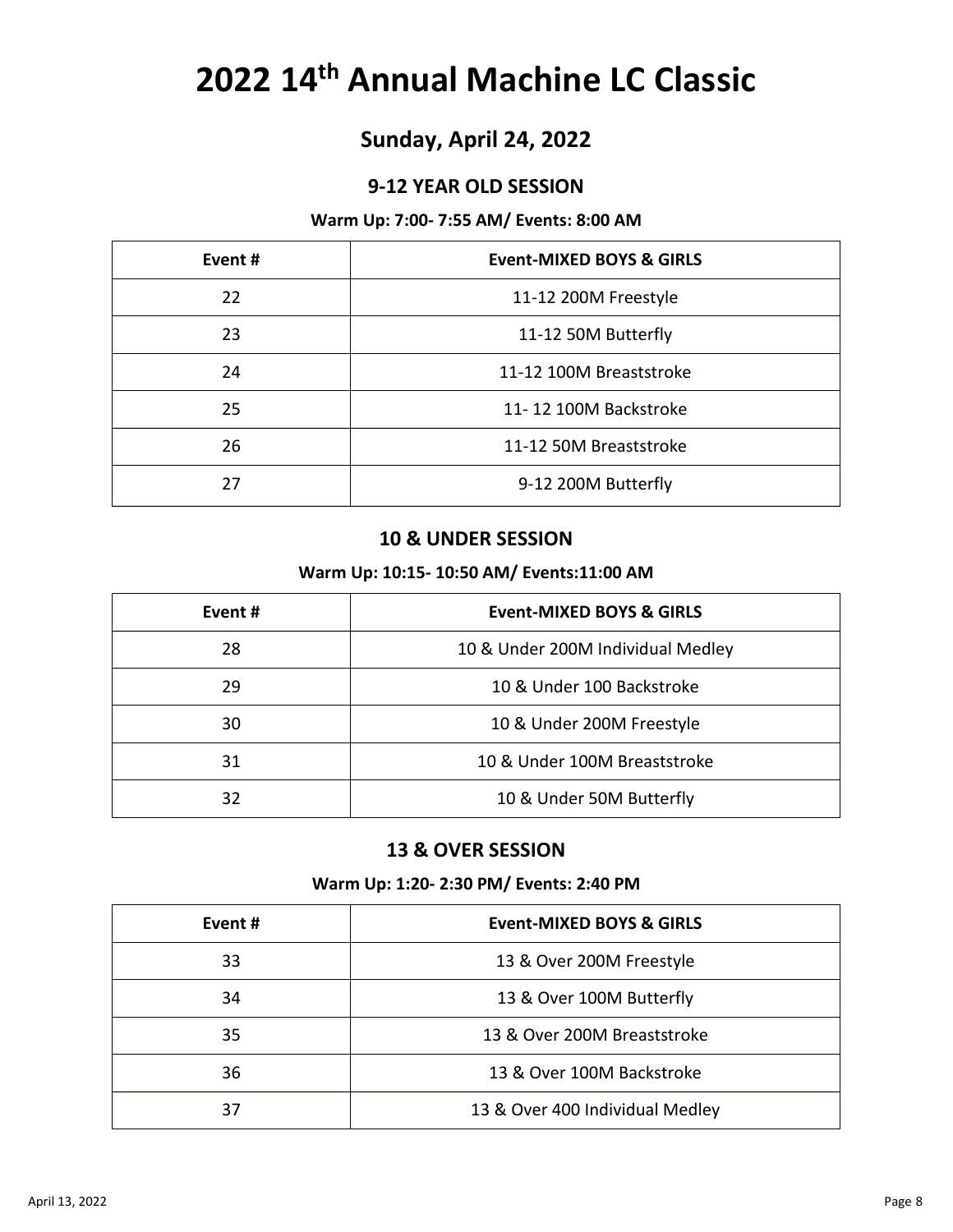# 2022 14th Annual Machine LC Classic

## Sunday, April 24, 2022

### 9-12 YEAR OLD SESSION

**Warm Up: 7:00- 7:55 AM/ Events: 8:00 AM**

| Event # | Event-MIXED BOYS & GIRLS |
|---|---|
| 22 | 11-12 200M Freestyle |
| 23 | 11-12 50M Butterfly |
| 24 | 11-12 100M Breaststroke |
| 25 | 11- 12 100M Backstroke |
| 26 | 11-12 50M Breaststroke |
| 27 | 9-12 200M Butterfly |

### 10 & UNDER SESSION

**Warm Up: 10:15- 10:50 AM/ Events:11:00 AM**

| Event # | Event-MIXED BOYS & GIRLS |
|---|---|
| 28 | 10 & Under 200M Individual Medley |
| 29 | 10 & Under 100 Backstroke |
| 30 | 10 & Under 200M Freestyle |
| 31 | 10 & Under 100M Breaststroke |
| 32 | 10 & Under 50M Butterfly |

### 13 & OVER SESSION

**Warm Up: 1:20- 2:30 PM/ Events: 2:40 PM**

| Event # | Event-MIXED BOYS & GIRLS |
|---|---|
| 33 | 13 & Over 200M Freestyle |
| 34 | 13 & Over 100M Butterfly |
| 35 | 13 & Over 200M Breaststroke |
| 36 | 13 & Over 100M Backstroke |
| 37 | 13 & Over 400 Individual Medley |